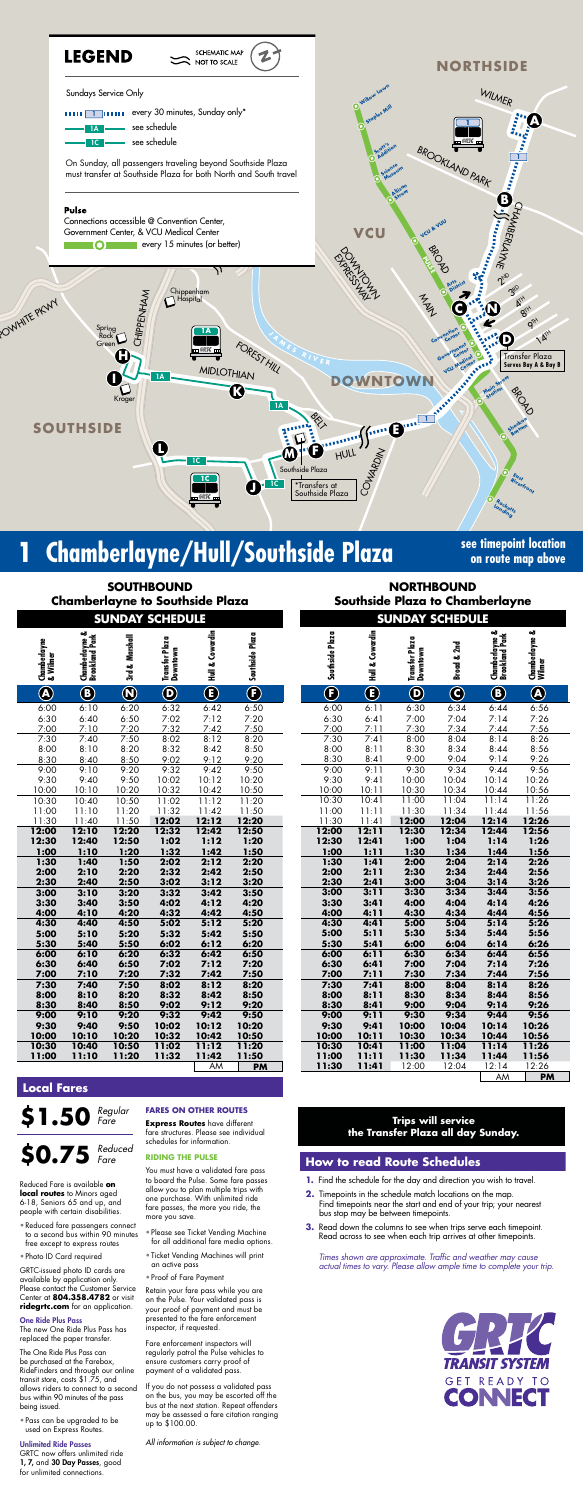## LEGEND

SCHEMATIC MAP NOT TO SCALE

Sundays Service Only

1 every 30 minutes, Sunday only*

1A see schedule

1C see schedule

On Sunday, all passengers traveling beyond Southside Plaza must transfer at Southside Plaza for both North and South travel

**Pulse**

Connections accessible @ Convention Center, Government Center, & VCU Medical Center

every 15 minutes (or better)

NORTHSIDE

DOWNTOWN

SOUTHSIDE

VCU

Transfer Plaza Serves Bay A & Bay B

*Transfers at Southside Plaza

# 1 Chamberlayne/Hull/Southside Plaza

**see timepoint location on route map above**

## SOUTHBOUND
### Chamberlayne to Southside Plaza
### SUNDAY SCHEDULE

| Chamberlayne & Wilmer | Chamberlayne & Brookland Park | 3rd & Marshall | Transfer Plaza Downtown | Hull & Cowardin | Southside Plaza |
|---|---|---|---|---|---|
| A | B | N | D | E | F |
| 6:00 | 6:10 | 6:20 | 6:32 | 6:42 | 6:50 |
| 6:30 | 6:40 | 6:50 | 7:02 | 7:12 | 7:20 |
| 7:00 | 7:10 | 7:20 | 7:32 | 7:42 | 7:50 |
| 7:30 | 7:40 | 7:50 | 8:02 | 8:12 | 8:20 |
| 8:00 | 8:10 | 8:20 | 8:32 | 8:42 | 8:50 |
| 8:30 | 8:40 | 8:50 | 9:02 | 9:12 | 9:20 |
| 9:00 | 9:10 | 9:20 | 9:32 | 9:42 | 9:50 |
| 9:30 | 9:40 | 9:50 | 10:02 | 10:12 | 10:20 |
| 10:00 | 10:10 | 10:20 | 10:32 | 10:42 | 10:50 |
| 10:30 | 10:40 | 10:50 | 11:02 | 11:12 | 11:20 |
| 11:00 | 11:10 | 11:20 | 11:32 | 11:42 | 11:50 |
| 11:30 | 11:40 | 11:50 | **12:02** | **12:12** | **12:20** |
| **12:00** | **12:10** | **12:20** | **12:32** | **12:42** | **12:50** |
| **12:30** | **12:40** | **12:50** | **1:02** | **1:12** | **1:20** |
| **1:00** | **1:10** | **1:20** | **1:32** | **1:42** | **1:50** |
| **1:30** | **1:40** | **1:50** | **2:02** | **2:12** | **2:20** |
| **2:00** | **2:10** | **2:20** | **2:32** | **2:42** | **2:50** |
| **2:30** | **2:40** | **2:50** | **3:02** | **3:12** | **3:20** |
| **3:00** | **3:10** | **3:20** | **3:32** | **3:42** | **3:50** |
| **3:30** | **3:40** | **3:50** | **4:02** | **4:12** | **4:20** |
| **4:00** | **4:10** | **4:20** | **4:32** | **4:42** | **4:50** |
| **4:30** | **4:40** | **4:50** | **5:02** | **5:12** | **5:20** |
| **5:00** | **5:10** | **5:20** | **5:32** | **5:42** | **5:50** |
| **5:30** | **5:40** | **5:50** | **6:02** | **6:12** | **6:20** |
| **6:00** | **6:10** | **6:20** | **6:32** | **6:42** | **6:50** |
| **6:30** | **6:40** | **6:50** | **7:02** | **7:12** | **7:20** |
| **7:00** | **7:10** | **7:20** | **7:32** | **7:42** | **7:50** |
| **7:30** | **7:40** | **7:50** | **8:02** | **8:12** | **8:20** |
| **8:00** | **8:10** | **8:20** | **8:32** | **8:42** | **8:50** |
| **8:30** | **8:40** | **8:50** | **9:02** | **9:12** | **9:20** |
| **9:00** | **9:10** | **9:20** | **9:32** | **9:42** | **9:50** |
| **9:30** | **9:40** | **9:50** | **10:02** | **10:12** | **10:20** |
| **10:00** | **10:10** | **10:20** | **10:32** | **10:42** | **10:50** |
| **10:30** | **10:40** | **10:50** | **11:02** | **11:12** | **11:20** |
| **11:00** | **11:10** | **11:20** | **11:32** | **11:42** | **11:50** |
| | | | | AM | **PM** |

## NORTHBOUND
### Southside Plaza to Chamberlayne
### SUNDAY SCHEDULE

| Southside Plaza | Hull & Cowardin | Transfer Plaza Downtown | Broad & 2nd | Chamberlayne & Brookland Park | Chamberlayne & Wilmer |
|---|---|---|---|---|---|
| F | E | D | C | B | A |
| 6:00 | 6:11 | 6:30 | 6:34 | 6:44 | 6:56 |
| 6:30 | 6:41 | 7:00 | 7:04 | 7:14 | 7:26 |
| 7:00 | 7:11 | 7:30 | 7:34 | 7:44 | 7:56 |
| 7:30 | 7:41 | 8:00 | 8:04 | 8:14 | 8:26 |
| 8:00 | 8:11 | 8:30 | 8:34 | 8:44 | 8:56 |
| 8:30 | 8:41 | 9:00 | 9:04 | 9:14 | 9:26 |
| 9:00 | 9:11 | 9:30 | 9:34 | 9:44 | 9:56 |
| 9:30 | 9:41 | 10:00 | 10:04 | 10:14 | 10:26 |
| 10:00 | 10:11 | 10:30 | 10:34 | 10:44 | 10:56 |
| 10:30 | 10:41 | 11:00 | 11:04 | 11:14 | 11:26 |
| 11:00 | 11:11 | 11:30 | 11:34 | 11:44 | 11:56 |
| 11:30 | 11:41 | **12:00** | **12:04** | **12:14** | **12:26** |
| **12:00** | **12:11** | **12:30** | **12:34** | **12:44** | **12:56** |
| **12:30** | **12:41** | **1:00** | **1:04** | **1:14** | **1:26** |
| **1:00** | **1:11** | **1:30** | **1:34** | **1:44** | **1:56** |
| **1:30** | **1:41** | **2:00** | **2:04** | **2:14** | **2:26** |
| **2:00** | **2:11** | **2:30** | **2:34** | **2:44** | **2:56** |
| **2:30** | **2:41** | **3:00** | **3:04** | **3:14** | **3:26** |
| **3:00** | **3:11** | **3:30** | **3:34** | **3:44** | **3:56** |
| **3:30** | **3:41** | **4:00** | **4:04** | **4:14** | **4:26** |
| **4:00** | **4:11** | **4:30** | **4:34** | **4:44** | **4:56** |
| **4:30** | **4:41** | **5:00** | **5:04** | **5:14** | **5:26** |
| **5:00** | **5:11** | **5:30** | **5:34** | **5:44** | **5:56** |
| **5:30** | **5:41** | **6:00** | **6:04** | **6:14** | **6:26** |
| **6:00** | **6:11** | **6:30** | **6:34** | **6:44** | **6:56** |
| **6:30** | **6:41** | **7:00** | **7:04** | **7:14** | **7:26** |
| **7:00** | **7:11** | **7:30** | **7:34** | **7:44** | **7:56** |
| **7:30** | **7:41** | **8:00** | **8:04** | **8:14** | **8:26** |
| **8:00** | **8:11** | **8:30** | **8:34** | **8:44** | **8:56** |
| **8:30** | **8:41** | **9:00** | **9:04** | **9:14** | **9:26** |
| **9:00** | **9:11** | **9:30** | **9:34** | **9:44** | **9:56** |
| **9:30** | **9:41** | **10:00** | **10:04** | **10:14** | **10:26** |
| **10:00** | **10:11** | **10:30** | **10:34** | **10:44** | **10:56** |
| **10:30** | **10:41** | **11:00** | **11:04** | **11:14** | **11:26** |
| **11:00** | **11:11** | **11:30** | **11:34** | **11:44** | **11:56** |
| **11:30** | **11:41** | 12:00 | 12:04 | 12:14 | 12:26 |
| | | | | AM | **PM** |

## Local Fares

**$1.50** *Regular Fare*

**$0.75** *Reduced Fare*

Reduced Fare is available **on local routes** to Minors aged 6-18, Seniors 65 and up, and people with certain disabilities.

- Reduced fare passengers connect to a second bus within 90 minutes free except to express routes
- Photo ID Card required

GRTC-issued photo ID cards are available by application only. Please contact the Customer Service Center at **804.358.4782** or visit **ridegrtc.com** for an application.

**One Ride Plus Pass**

The new One Ride Plus Pass has replaced the paper transfer.

The One Ride Plus Pass can be purchased at the Farebox, RideFinders and through our online transit store, costs $1.75, and allows riders to connect to a second bus within 90 minutes of the pass being issued.

- Pass can be upgraded to be used on Express Routes.

**Unlimited Ride Passes**

GRTC now offers unlimited ride **1, 7,** and **30 Day Passes**, good for unlimited connections.

**FARES ON OTHER ROUTES**

**Express Routes** have different fare structures. Please see individual schedules for information.

**RIDING THE PULSE**

You must have a validated fare pass to board the Pulse. Some fare passes allow you to plan multiple trips with one purchase. With unlimited ride fare passes, the more you ride, the more you save.

- Please see Ticket Vending Machine for all additional fare media options.
- Ticket Vending Machines will print an active pass
- Proof of Fare Payment

Retain your fare pass while you are on the Pulse. Your validated pass is your proof of payment and must be presented to the fare enforcement inspector, if requested.

Fare enforcement inspectors will regularly patrol the Pulse vehicles to ensure customers carry proof of payment of a validated pass.

If you do not possess a validated pass on the bus, you may be escorted off the bus at the next station. Repeat offenders may be assessed a fare citation ranging up to $100.00.

*All information is subject to change.*

**Trips will service the Transfer Plaza all day Sunday.**

## How to read Route Schedules

1. Find the schedule for the day and direction you wish to travel.
2. Timepoints in the schedule match locations on the map. Find timepoints near the start and end of your trip; your nearest bus stop may be between timepoints.
3. Read down the columns to see when trips serve each timepoint. Read across to see when each trip arrives at other timepoints.

*Times shown are approximate. Traffic and weather may cause actual times to vary. Please allow ample time to complete your trip.*

GRTC TRANSIT SYSTEM GET READY TO CONNECT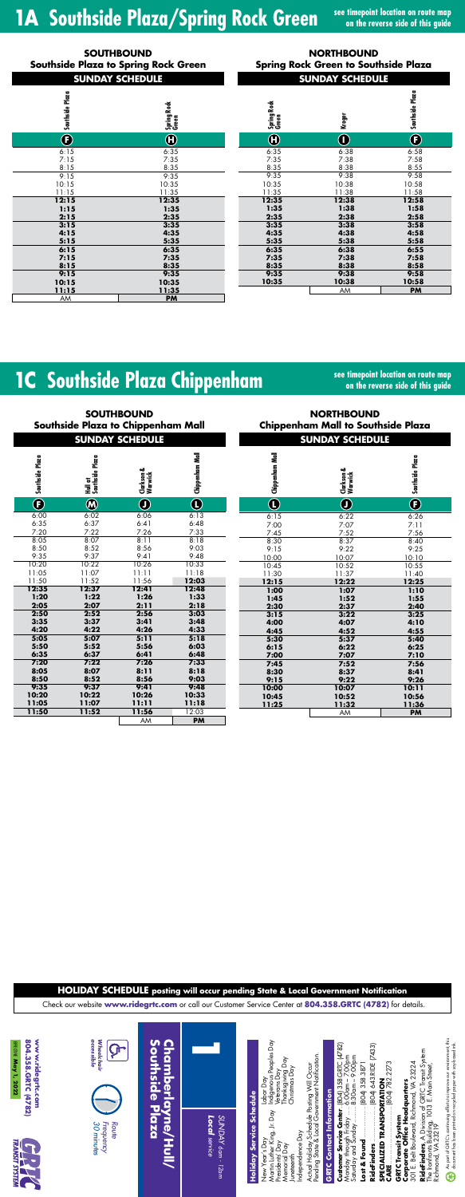# 1A Southside Plaza/Spring Rock Green

see timepoint location on route map on the reverse side of this guide

## SOUTHBOUND
### Southside Plaza to Spring Rock Green
#### SUNDAY SCHEDULE

| Southside Plaza (F) | Spring Rock Green (H) |
|---|---|
| 6:15 | 6:35 |
| 7:15 | 7:35 |
| 8:15 | 8:35 |
| 9:15 | 9:35 |
| 10:15 | 10:35 |
| 11:15 | 11:35 |
| **12:15** | **12:35** |
| **1:15** | **1:35** |
| **2:15** | **2:35** |
| **3:15** | **3:35** |
| **4:15** | **4:35** |
| **5:15** | **5:35** |
| **6:15** | **6:35** |
| **7:15** | **7:35** |
| **8:15** | **8:35** |
| **9:15** | **9:35** |
| **10:15** | **10:35** |
| **11:15** | **11:35** |
| AM | **PM** |

## NORTHBOUND
### Spring Rock Green to Southside Plaza
#### SUNDAY SCHEDULE

| Spring Rock Green (H) | Kroger (I) | Southside Plaza (F) |
|---|---|---|
| 6:35 | 6:38 | 6:58 |
| 7:35 | 7:38 | 7:58 |
| 8:35 | 8:38 | 8:55 |
| 9:35 | 9:38 | 9:58 |
| 10:35 | 10:38 | 10:58 |
| 11:35 | 11:38 | 11:58 |
| **12:35** | **12:38** | **12:58** |
| **1:35** | **1:38** | **1:58** |
| **2:35** | **2:38** | **2:58** |
| **3:35** | **3:38** | **3:58** |
| **4:35** | **4:38** | **4:58** |
| **5:35** | **5:38** | **5:58** |
| **6:35** | **6:38** | **6:55** |
| **7:35** | **7:38** | **7:58** |
| **8:35** | **8:38** | **8:58** |
| **9:35** | **9:38** | **9:58** |
| **10:35** | **10:38** | **10:58** |
| | AM | **PM** |

# 1C Southside Plaza Chippenham

see timepoint location on route map on the reverse side of this guide

## SOUTHBOUND
### Southside Plaza to Chippenham Mall
#### SUNDAY SCHEDULE

| Southside Plaza (F) | Hull at Southside Plaza (M) | Clarkson & Warwick (J) | Chippenham Mall (L) |
|---|---|---|---|
| 6:00 | 6:02 | 6:06 | 6:13 |
| 6:35 | 6:37 | 6:41 | 6:48 |
| 7:20 | 7:22 | 7:26 | 7:33 |
| 8:05 | 8:07 | 8:11 | 8:18 |
| 8:50 | 8:52 | 8:56 | 9:03 |
| 9:35 | 9:37 | 9:41 | 9:48 |
| 10:20 | 10:22 | 10:26 | 10:33 |
| 11:05 | 11:07 | 11:11 | 11:18 |
| 11:50 | 11:52 | 11:56 | **12:03** |
| **12:35** | **12:37** | **12:41** | **12:48** |
| **1:20** | **1:22** | **1:26** | **1:33** |
| **2:05** | **2:07** | **2:11** | **2:18** |
| **2:50** | **2:52** | **2:56** | **3:03** |
| **3:35** | **3:37** | **3:41** | **3:48** |
| **4:20** | **4:22** | **4:26** | **4:33** |
| **5:05** | **5:07** | **5:11** | **5:18** |
| **5:50** | **5:52** | **5:56** | **6:03** |
| **6:35** | **6:37** | **6:41** | **6:48** |
| **7:20** | **7:22** | **7:26** | **7:33** |
| **8:05** | **8:07** | **8:11** | **8:18** |
| **8:50** | **8:52** | **8:56** | **9:03** |
| **9:35** | **9:37** | **9:41** | **9:48** |
| **10:20** | **10:22** | **10:26** | **10:33** |
| **11:05** | **11:07** | **11:11** | **11:18** |
| **11:50** | **11:52** | **11:56** | 12:03 |
| | | AM | **PM** |

## NORTHBOUND
### Chippenham Mall to Southside Plaza
#### SUNDAY SCHEDULE

| Chippenham Mall (L) | Clarkson & Warwick (J) | Southside Plaza (F) |
|---|---|---|
| 6:15 | 6:22 | 6:26 |
| 7:00 | 7:07 | 7:11 |
| 7:45 | 7:52 | 7:56 |
| 8:30 | 8:37 | 8:40 |
| 9:15 | 9:22 | 9:25 |
| 10:00 | 10:07 | 10:10 |
| 10:45 | 10:52 | 10:55 |
| 11:30 | 11:37 | 11:40 |
| **12:15** | **12:22** | **12:25** |
| **1:00** | **1:07** | **1:10** |
| **1:45** | **1:52** | **1:55** |
| **2:30** | **2:37** | **2:40** |
| **3:15** | **3:22** | **3:25** |
| **4:00** | **4:07** | **4:10** |
| **4:45** | **4:52** | **4:55** |
| **5:30** | **5:37** | **5:40** |
| **6:15** | **6:22** | **6:25** |
| **7:00** | **7:07** | **7:10** |
| **7:45** | **7:52** | **7:56** |
| **8:30** | **8:37** | **8:41** |
| **9:15** | **9:22** | **9:26** |
| **10:00** | **10:07** | **10:11** |
| **10:45** | **10:52** | **10:56** |
| **11:25** | **11:32** | **11:36** |
| | AM | **PM** |

**HOLIDAY SCHEDULE posting will occur pending State & Local Government Notification**

Check our website **www.ridegrtc.com** or call our Customer Service Center at **804.358.GRTC (4782)** for details.

**www.ridegrtc.com**
**804.358.GRTC (4782)**

EFFECTIVE **May 1, 2022**

GRTC TRANSIT SYSTEM

Wheelchair accessible

Route Frequency 30 minutes

# 1 Chamberlayne/Hull/Southside Plaza

SUNDAY 6am - 12am
**Local** service

### Holiday Service Schedule

New Year's Day
Martin Luther King, Jr. Day
Presidents' Day
Memorial Day
Juneteenth
Independence Day
Labor Day
Indigenous Peoples Day
Veterans' Day
Thanksgiving Day
Christmas Day

Actual Holiday Schedule Posting Will Occur Pending State & Local Government Notification

### GRTC Contact Information

**Customer Service Center** ... (804) 358-GRTC (4782)
Monday through Friday ........ 6:00am – 7:00pm
Saturday and Sunday ........... 8:00am – 5:00pm
**Lost & Found** .................... (804) 358-3871
**RideFinders** ...................... (804) 643-RIDE (7433)
**SPECIALIZED TRANSPORTATION**
**CARE** .................................. (804) 782-2273

**GRTC Transit System**
**Corporate Office Headquarters**
301 E. Belt Boulevard, Richmond, VA 23224
**RideFinders**, A Division of GRTC Transit System
The Ironfronts Building, 1013 E. Main Street, Richmond, VA 23219

As part of GRTC's continuing efforts to improve our environment, this document has been printed on recycled paper with soy-based ink.